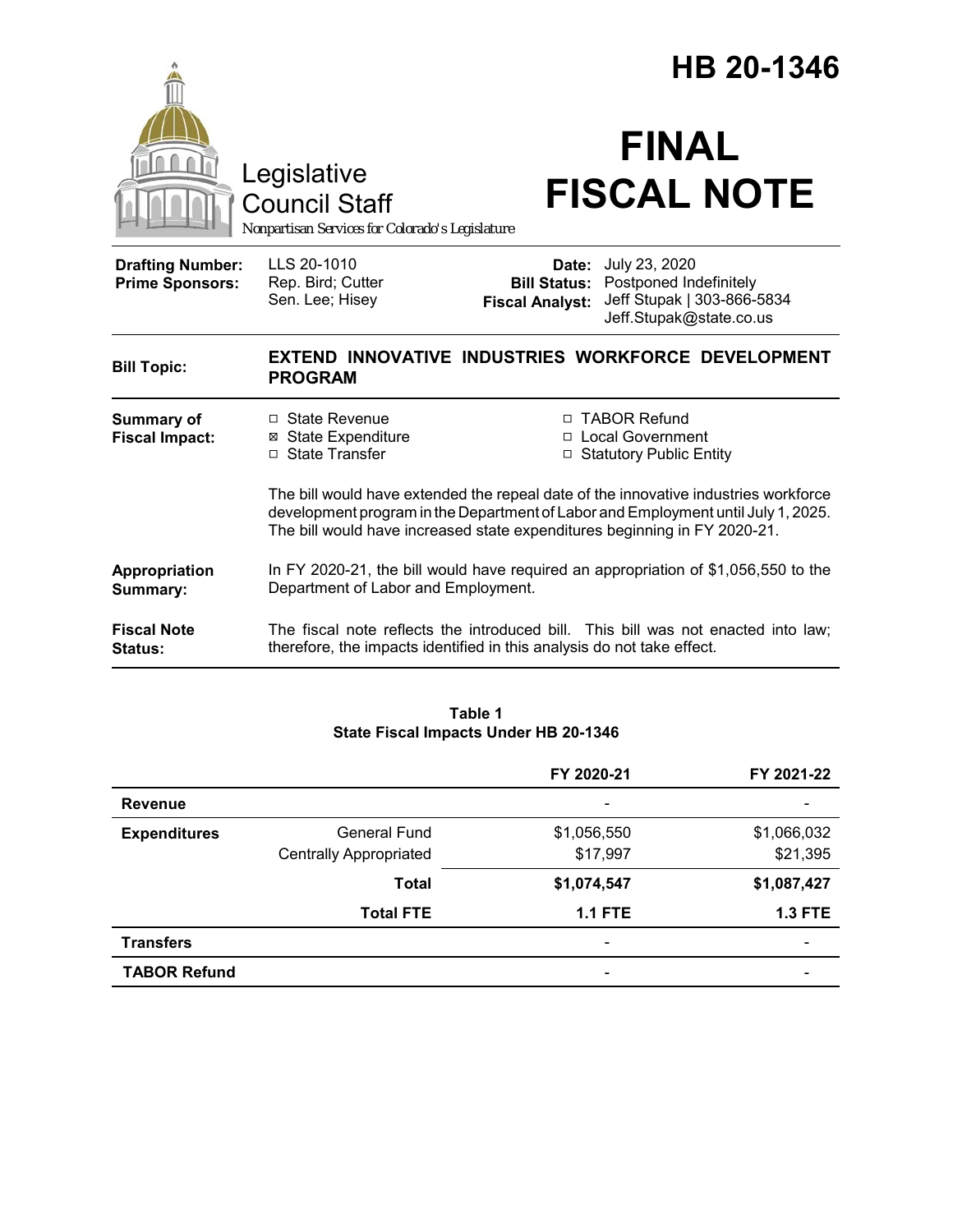# HB 20-1346

Legislative Council Staff

*Nonpartisan Services for Colorado's Legislature*

# FINAL FISCAL NOTE

| | | | |
|---|---|---|---|
| **Drafting Number:** | LLS 20-1010 | **Date:** | July 23, 2020 |
| **Prime Sponsors:** | Rep. Bird; Cutter<br>Sen. Lee; Hisey | **Bill Status:** | Postponed Indefinitely |
| | | **Fiscal Analyst:** | Jeff Stupak \| 303-866-5834<br>Jeff.Stupak@state.co.us |

| | |
|---|---|
| **Bill Topic:** | **EXTEND INNOVATIVE INDUSTRIES WORKFORCE DEVELOPMENT PROGRAM** |
| **Summary of Fiscal Impact:** | ☐ State Revenue<br>☒ State Expenditure<br>☐ State Transfer<br>☐ TABOR Refund<br>☐ Local Government<br>☐ Statutory Public Entity<br><br>The bill would have extended the repeal date of the innovative industries workforce development program in the Department of Labor and Employment until July 1, 2025. The bill would have increased state expenditures beginning in FY 2020-21. |
| **Appropriation Summary:** | In FY 2020-21, the bill would have required an appropriation of $1,056,550 to the Department of Labor and Employment. |
| **Fiscal Note Status:** | The fiscal note reflects the introduced bill. This bill was not enacted into law; therefore, the impacts identified in this analysis do not take effect. |

**Table 1**
**State Fiscal Impacts Under HB 20-1346**

| | | FY 2020-21 | FY 2021-22 |
|---|---|---|---|
| **Revenue** | | - | - |
| **Expenditures** | General Fund | $1,056,550 | $1,066,032 |
| | Centrally Appropriated | $17,997 | $21,395 |
| | **Total** | **$1,074,547** | **$1,087,427** |
| | **Total FTE** | **1.1 FTE** | **1.3 FTE** |
| **Transfers** | | - | - |
| **TABOR Refund** | | - | - |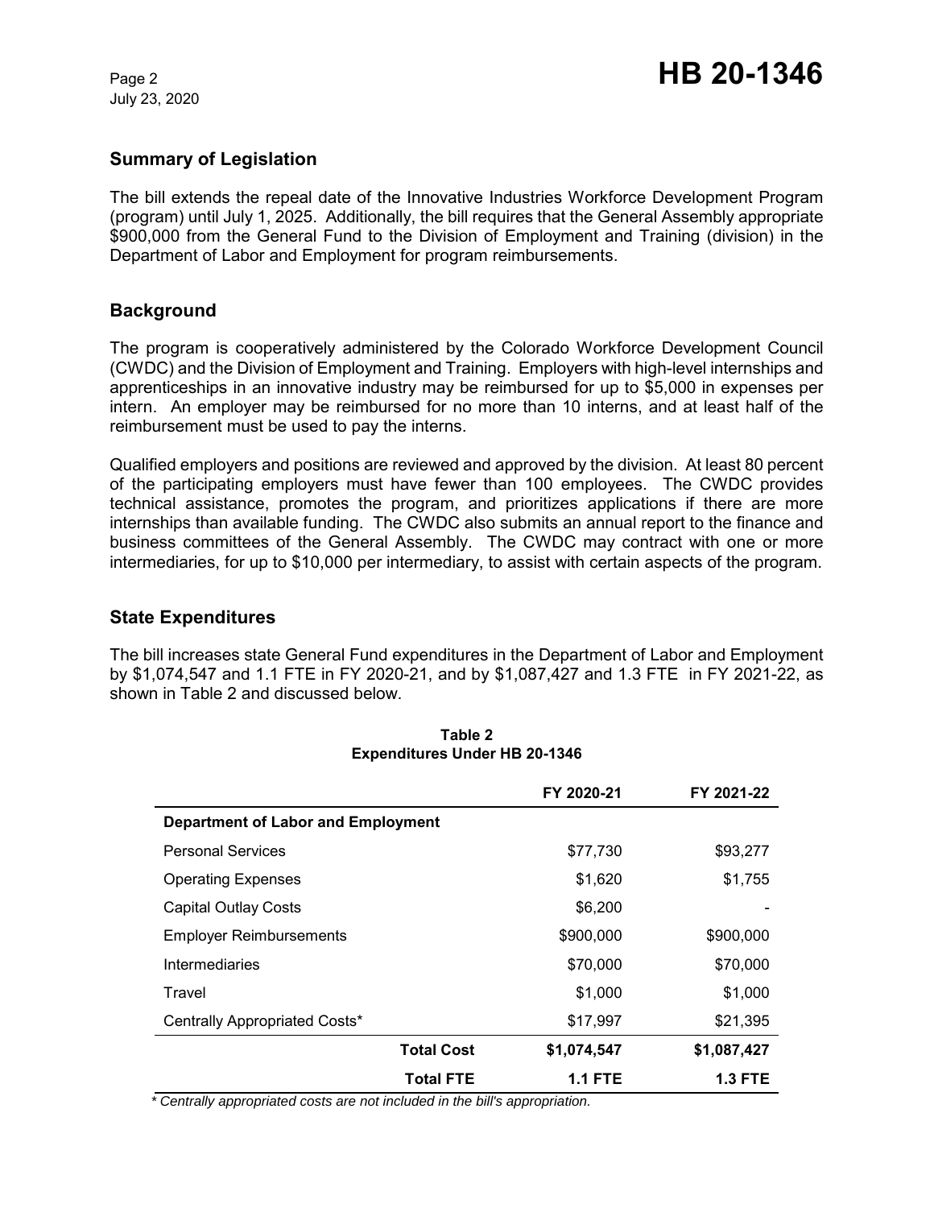## Summary of Legislation

The bill extends the repeal date of the Innovative Industries Workforce Development Program (program) until July 1, 2025. Additionally, the bill requires that the General Assembly appropriate $900,000 from the General Fund to the Division of Employment and Training (division) in the Department of Labor and Employment for program reimbursements.

## Background

The program is cooperatively administered by the Colorado Workforce Development Council (CWDC) and the Division of Employment and Training. Employers with high-level internships and apprenticeships in an innovative industry may be reimbursed for up to $5,000 in expenses per intern. An employer may be reimbursed for no more than 10 interns, and at least half of the reimbursement must be used to pay the interns.

Qualified employers and positions are reviewed and approved by the division. At least 80 percent of the participating employers must have fewer than 100 employees. The CWDC provides technical assistance, promotes the program, and prioritizes applications if there are more internships than available funding. The CWDC also submits an annual report to the finance and business committees of the General Assembly. The CWDC may contract with one or more intermediaries, for up to $10,000 per intermediary, to assist with certain aspects of the program.

## State Expenditures

The bill increases state General Fund expenditures in the Department of Labor and Employment by $1,074,547 and 1.1 FTE in FY 2020-21, and by $1,087,427 and 1.3 FTE in FY 2021-22, as shown in Table 2 and discussed below.

**Table 2**
**Expenditures Under HB 20-1346**

| | FY 2020-21 | FY 2021-22 |
|---|---|---|
| **Department of Labor and Employment** | | |
| Personal Services | $77,730 | $93,277 |
| Operating Expenses | $1,620 | $1,755 |
| Capital Outlay Costs | $6,200 | - |
| Employer Reimbursements | $900,000 | $900,000 |
| Intermediaries | $70,000 | $70,000 |
| Travel | $1,000 | $1,000 |
| Centrally Appropriated Costs* | $17,997 | $21,395 |
| **Total Cost** | **$1,074,547** | **$1,087,427** |
| **Total FTE** | **1.1 FTE** | **1.3 FTE** |

*\* Centrally appropriated costs are not included in the bill's appropriation.*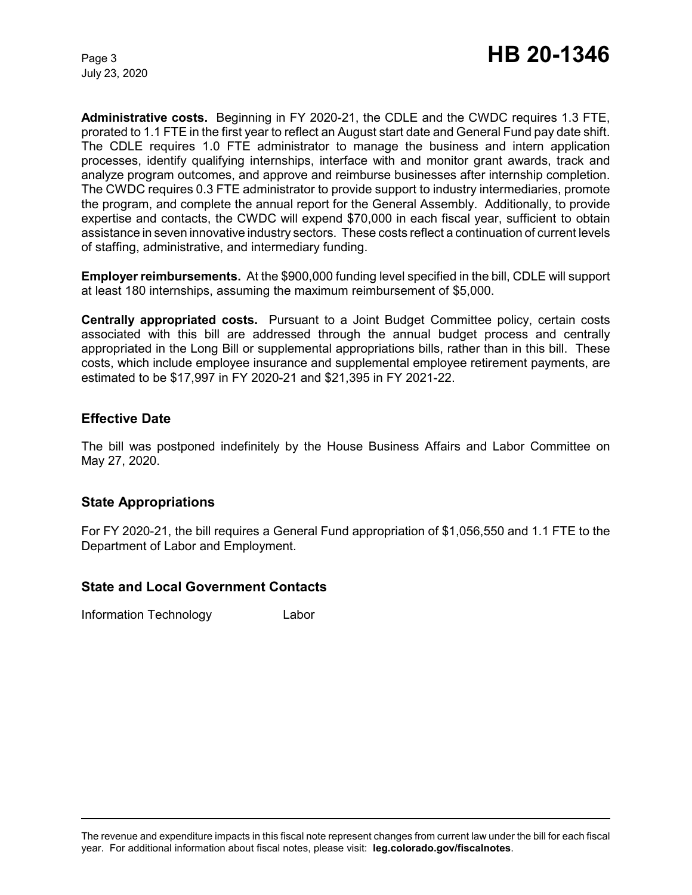**Administrative costs.** Beginning in FY 2020-21, the CDLE and the CWDC requires 1.3 FTE, prorated to 1.1 FTE in the first year to reflect an August start date and General Fund pay date shift. The CDLE requires 1.0 FTE administrator to manage the business and intern application processes, identify qualifying internships, interface with and monitor grant awards, track and analyze program outcomes, and approve and reimburse businesses after internship completion. The CWDC requires 0.3 FTE administrator to provide support to industry intermediaries, promote the program, and complete the annual report for the General Assembly. Additionally, to provide expertise and contacts, the CWDC will expend $70,000 in each fiscal year, sufficient to obtain assistance in seven innovative industry sectors. These costs reflect a continuation of current levels of staffing, administrative, and intermediary funding.

**Employer reimbursements.** At the $900,000 funding level specified in the bill, CDLE will support at least 180 internships, assuming the maximum reimbursement of $5,000.

**Centrally appropriated costs.** Pursuant to a Joint Budget Committee policy, certain costs associated with this bill are addressed through the annual budget process and centrally appropriated in the Long Bill or supplemental appropriations bills, rather than in this bill. These costs, which include employee insurance and supplemental employee retirement payments, are estimated to be $17,997 in FY 2020-21 and $21,395 in FY 2021-22.

## Effective Date

The bill was postponed indefinitely by the House Business Affairs and Labor Committee on May 27, 2020.

## State Appropriations

For FY 2020-21, the bill requires a General Fund appropriation of $1,056,550 and 1.1 FTE to the Department of Labor and Employment.

## State and Local Government Contacts

Information Technology          Labor

The revenue and expenditure impacts in this fiscal note represent changes from current law under the bill for each fiscal year. For additional information about fiscal notes, please visit: **leg.colorado.gov/fiscalnotes**.